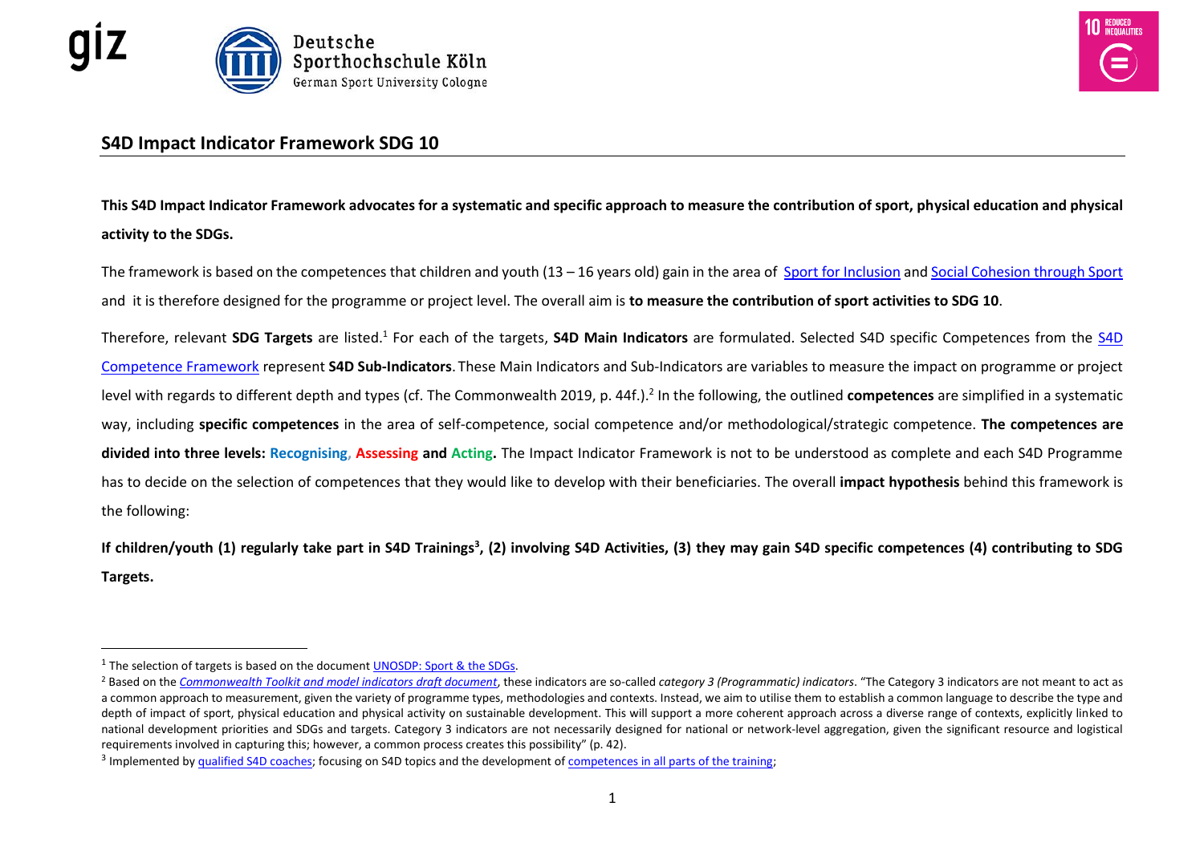## S4D Impact Indicator Framework SDG 10

**This S4D Impact Indicator Framework advocates for a systematic and specific approach to measure the contribution of sport, physical education and physical activity to the SDGs.**

The framework is based on the competences that children and youth (13 – 16 years old) gain in the area of Sport for Inclusion and Social Cohesion through Sport and it is therefore designed for the programme or project level. The overall aim is **to measure the contribution of sport activities to SDG 10**.

Therefore, relevant **SDG Targets** are listed.[1] For each of the targets, **S4D Main Indicators** are formulated. Selected S4D specific Competences from the S4D Competence Framework represent **S4D Sub-Indicators**. These Main Indicators and Sub-Indicators are variables to measure the impact on programme or project level with regards to different depth and types (cf. The Commonwealth 2019, p. 44f.).[2] In the following, the outlined **competences** are simplified in a systematic way, including **specific competences** in the area of self-competence, social competence and/or methodological/strategic competence. **The competences are divided into three levels: Recognising, Assessing and Acting.** The Impact Indicator Framework is not to be understood as complete and each S4D Programme has to decide on the selection of competences that they would like to develop with their beneficiaries. The overall **impact hypothesis** behind this framework is the following:

**If children/youth (1) regularly take part in S4D Trainings[3], (2) involving S4D Activities, (3) they may gain S4D specific competences (4) contributing to SDG Targets.**

---

[1] The selection of targets is based on the document UNOSDP: Sport & the SDGs.

[2] Based on the *Commonwealth Toolkit and model indicators draft document*, these indicators are so-called *category 3 (Programmatic) indicators*. "The Category 3 indicators are not meant to act as a common approach to measurement, given the variety of programme types, methodologies and contexts. Instead, we aim to utilise them to establish a common language to describe the type and depth of impact of sport, physical education and physical activity on sustainable development. This will support a more coherent approach across a diverse range of contexts, explicitly linked to national development priorities and SDGs and targets. Category 3 indicators are not necessarily designed for national or network-level aggregation, given the significant resource and logistical requirements involved in capturing this; however, a common process creates this possibility" (p. 42).

[3] Implemented by qualified S4D coaches; focusing on S4D topics and the development of competences in all parts of the training;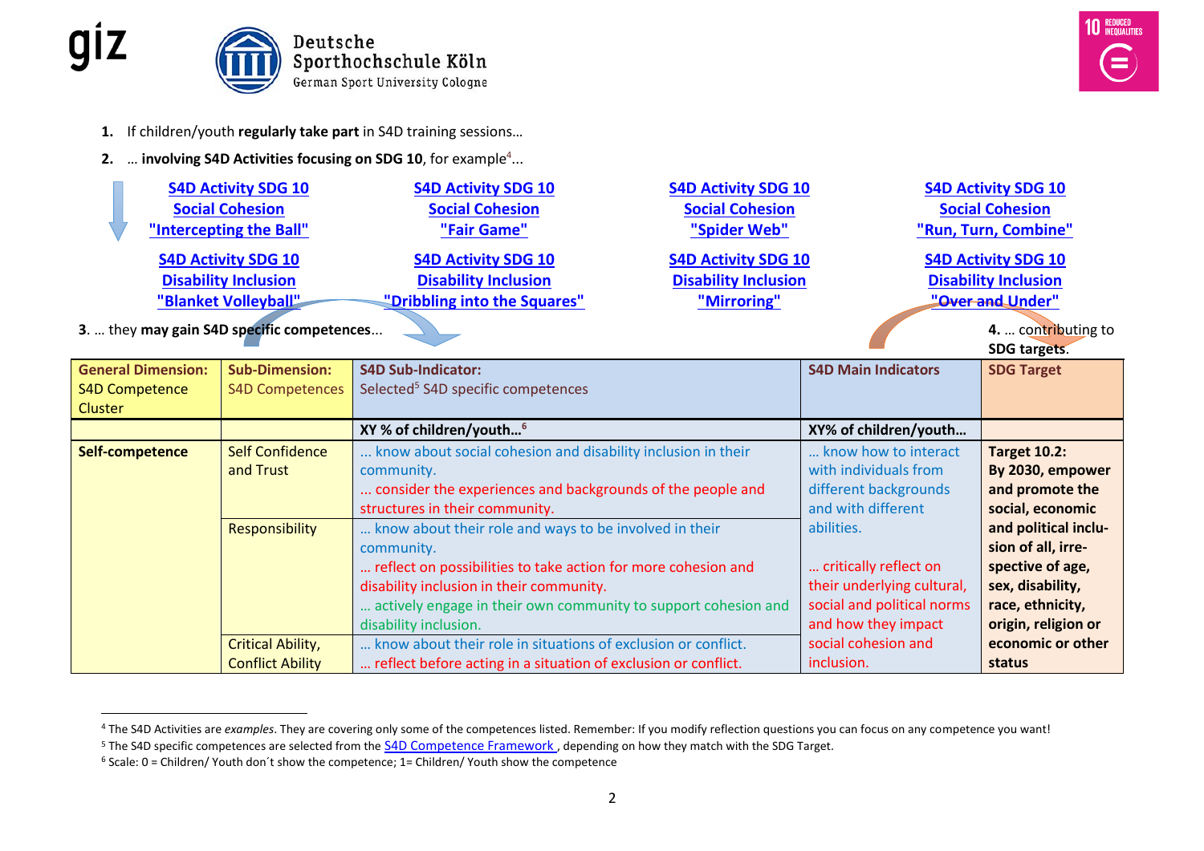1. If children/youth **regularly take part** in S4D training sessions…
2. … **involving S4D Activities focusing on SDG 10**, for example[4]...

| | | | |
|---|---|---|---|
| **S4D Activity SDG 10 Social Cohesion "Intercepting the Ball"** | **S4D Activity SDG 10 Social Cohesion "Fair Game"** | **S4D Activity SDG 10 Social Cohesion "Spider Web"** | **S4D Activity SDG 10 Social Cohesion "Run, Turn, Combine"** |
| **S4D Activity SDG 10 Disability Inclusion "Blanket Volleyball"** | **S4D Activity SDG 10 Disability Inclusion "Dribbling into the Squares"** | **S4D Activity SDG 10 Disability Inclusion "Mirroring"** | **S4D Activity SDG 10 Disability Inclusion "Over and Under"** |

3. … they **may gain S4D specific competences**...

4. … contributing to **SDG targets**.

| General Dimension: S4D Competence Cluster | Sub-Dimension: S4D Competences | S4D Sub-Indicator: Selected[5] S4D specific competences | S4D Main Indicators | SDG Target |
|---|---|---|---|---|
| | | **XY % of children/youth…[6]** | **XY% of children/youth…** | |
| **Self-competence** | Self Confidence and Trust | ... know about social cohesion and disability inclusion in their community.<br>... consider the experiences and backgrounds of the people and structures in their community. | ... know how to interact with individuals from different backgrounds and with different abilities.<br><br>... critically reflect on their underlying cultural, social and political norms and how they impact social cohesion and inclusion. | **Target 10.2: By 2030, empower and promote the social, economic and political inclusion of all, irrespective of age, sex, disability, race, ethnicity, origin, religion or economic or other status** |
| | Responsibility | ... know about their role and ways to be involved in their community.<br>... reflect on possibilities to take action for more cohesion and disability inclusion in their community.<br>... actively engage in their own community to support cohesion and disability inclusion. | | |
| | Critical Ability, Conflict Ability | ... know about their role in situations of exclusion or conflict.<br>... reflect before acting in a situation of exclusion or conflict. | | |

---

[4] The S4D Activities are *examples*. They are covering only some of the competences listed. Remember: If you modify reflection questions you can focus on any competence you want!

[5] The S4D specific competences are selected from the S4D Competence Framework , depending on how they match with the SDG Target.

[6] Scale: 0 = Children/ Youth don´t show the competence; 1= Children/ Youth show the competence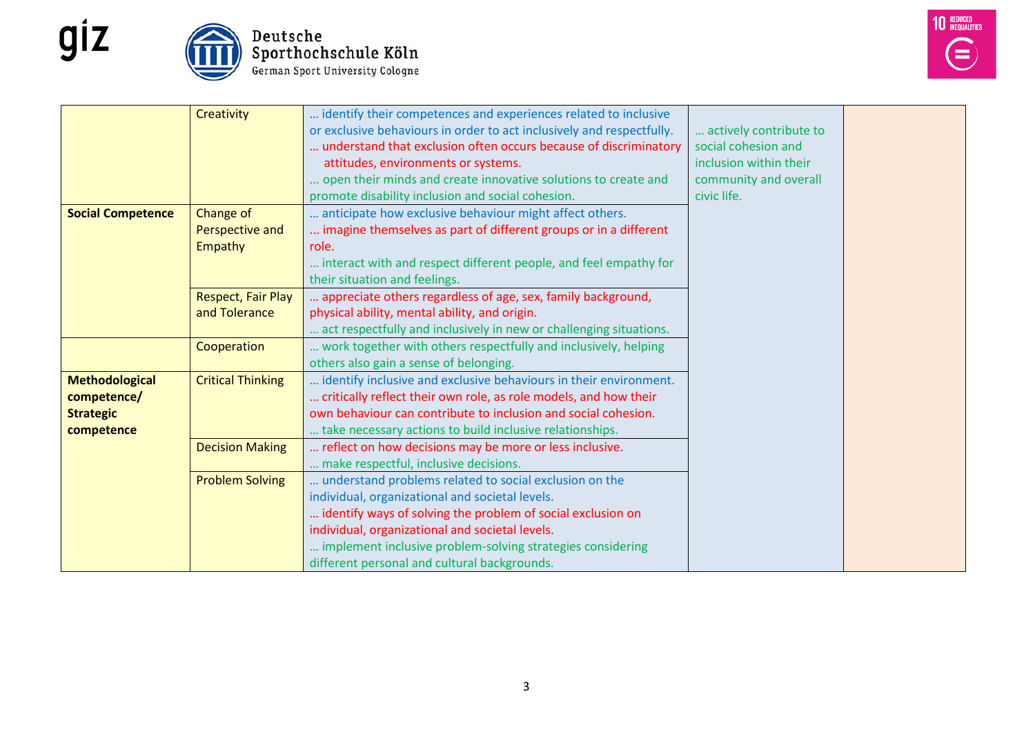| | | | | |
|---|---|---|---|---|
| | Creativity | … identify their competences and experiences related to inclusive or exclusive behaviours in order to act inclusively and respectfully.<br>… understand that exclusion often occurs because of discriminatory attitudes, environments or systems.<br>… open their minds and create innovative solutions to create and promote disability inclusion and social cohesion. | … actively contribute to social cohesion and inclusion within their community and overall civic life. | |
| **Social Competence** | Change of Perspective and Empathy | … anticipate how exclusive behaviour might affect others.<br>… imagine themselves as part of different groups or in a different role.<br>… interact with and respect different people, and feel empathy for their situation and feelings. | | |
| | Respect, Fair Play and Tolerance | … appreciate others regardless of age, sex, family background, physical ability, mental ability, and origin.<br>… act respectfully and inclusively in new or challenging situations. | | |
| | Cooperation | … work together with others respectfully and inclusively, helping others also gain a sense of belonging. | | |
| **Methodological competence/ Strategic competence** | Critical Thinking | … identify inclusive and exclusive behaviours in their environment.<br>… critically reflect their own role, as role models, and how their own behaviour can contribute to inclusion and social cohesion.<br>… take necessary actions to build inclusive relationships. | | |
| | Decision Making | … reflect on how decisions may be more or less inclusive.<br>… make respectful, inclusive decisions. | | |
| | Problem Solving | … understand problems related to social exclusion on the individual, organizational and societal levels.<br>… identify ways of solving the problem of social exclusion on individual, organizational and societal levels.<br>… implement inclusive problem-solving strategies considering different personal and cultural backgrounds. | | |